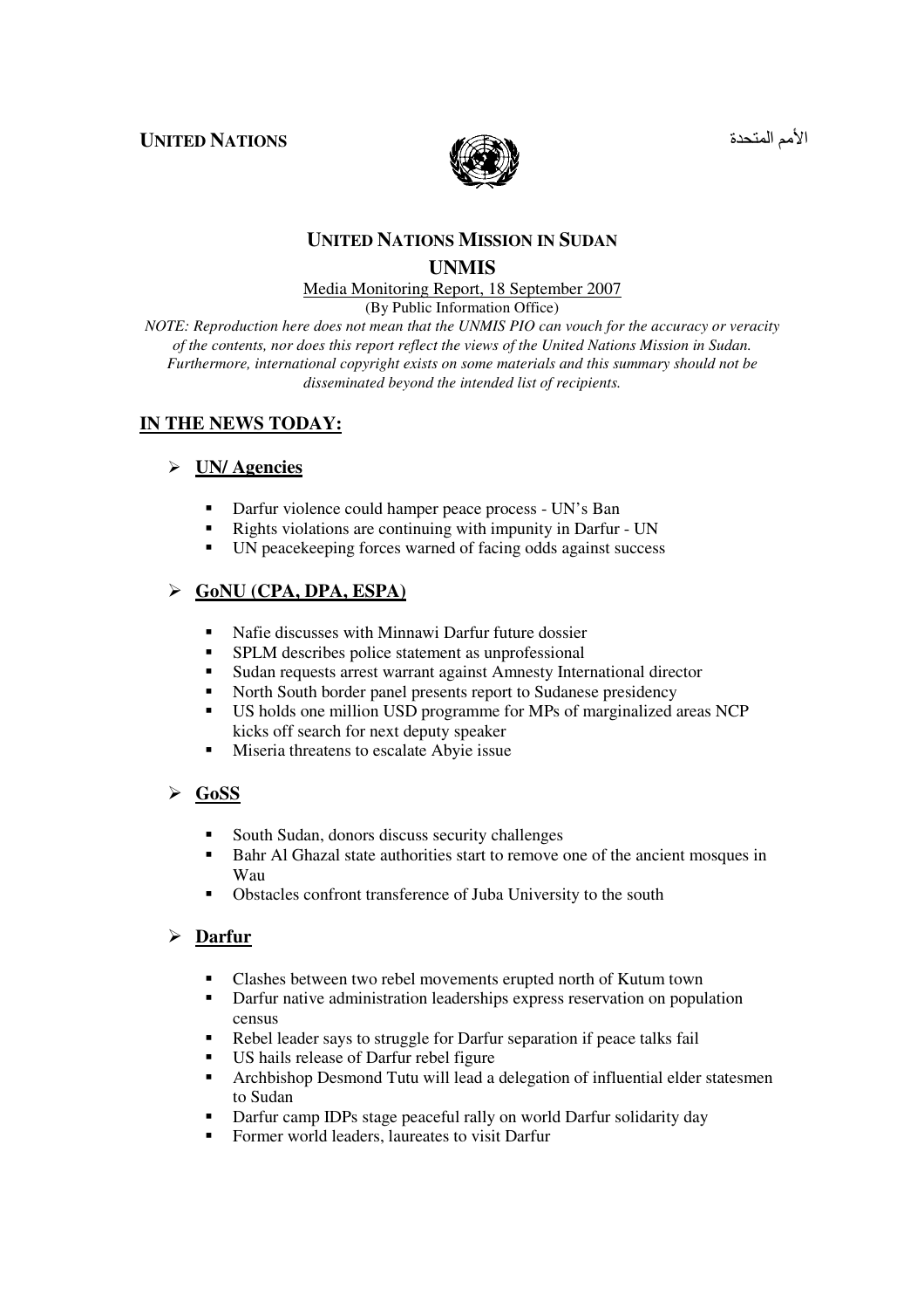**UNITED NATIONS** الأمم المتحدة

## UNITED NATIONS MISSION IN SUDAN

## UNMIS

Media Monitoring Report, 18 September 2007

(By Public Information Office)

*NOTE: Reproduction here does not mean that the UNMIS PIO can vouch for the accuracy or veracity of the contents, nor does this report reflect the views of the United Nations Mission in Sudan. Furthermore, international copyright exists on some materials and this summary should not be disseminated beyond the intended list of recipients.*

## IN THE NEWS TODAY:

### UN/ Agencies

- Darfur violence could hamper peace process - UN's Ban
- Rights violations are continuing with impunity in Darfur - UN
- UN peacekeeping forces warned of facing odds against success

### GoNU (CPA, DPA, ESPA)

- Nafie discusses with Minnawi Darfur future dossier
- SPLM describes police statement as unprofessional
- Sudan requests arrest warrant against Amnesty International director
- North South border panel presents report to Sudanese presidency
- US holds one million USD programme for MPs of marginalized areas NCP kicks off search for next deputy speaker
- Miseria threatens to escalate Abyie issue

### GoSS

- South Sudan, donors discuss security challenges
- Bahr Al Ghazal state authorities start to remove one of the ancient mosques in Wau
- Obstacles confront transference of Juba University to the south

### Darfur

- Clashes between two rebel movements erupted north of Kutum town
- Darfur native administration leaderships express reservation on population census
- Rebel leader says to struggle for Darfur separation if peace talks fail
- US hails release of Darfur rebel figure
- Archbishop Desmond Tutu will lead a delegation of influential elder statesmen to Sudan
- Darfur camp IDPs stage peaceful rally on world Darfur solidarity day
- Former world leaders, laureates to visit Darfur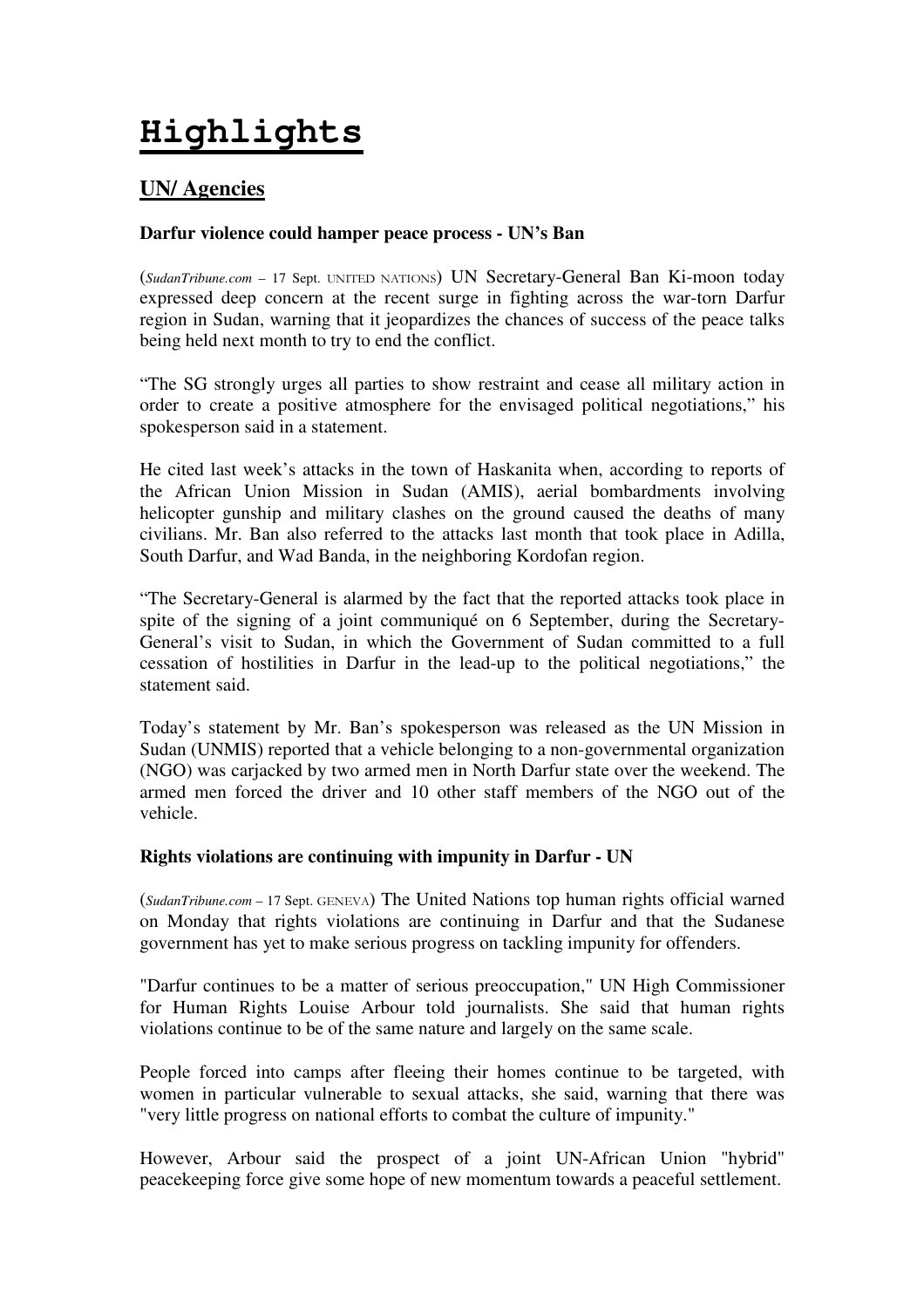# Highlights

## UN/ Agencies

**Darfur violence could hamper peace process - UN's Ban**

(*SudanTribune.com* – 17 Sept. UNITED NATIONS) UN Secretary-General Ban Ki-moon today expressed deep concern at the recent surge in fighting across the war-torn Darfur region in Sudan, warning that it jeopardizes the chances of success of the peace talks being held next month to try to end the conflict.

"The SG strongly urges all parties to show restraint and cease all military action in order to create a positive atmosphere for the envisaged political negotiations," his spokesperson said in a statement.

He cited last week's attacks in the town of Haskanita when, according to reports of the African Union Mission in Sudan (AMIS), aerial bombardments involving helicopter gunship and military clashes on the ground caused the deaths of many civilians. Mr. Ban also referred to the attacks last month that took place in Adilla, South Darfur, and Wad Banda, in the neighboring Kordofan region.

"The Secretary-General is alarmed by the fact that the reported attacks took place in spite of the signing of a joint communiqué on 6 September, during the Secretary-General's visit to Sudan, in which the Government of Sudan committed to a full cessation of hostilities in Darfur in the lead-up to the political negotiations," the statement said.

Today's statement by Mr. Ban's spokesperson was released as the UN Mission in Sudan (UNMIS) reported that a vehicle belonging to a non-governmental organization (NGO) was carjacked by two armed men in North Darfur state over the weekend. The armed men forced the driver and 10 other staff members of the NGO out of the vehicle.

**Rights violations are continuing with impunity in Darfur - UN**

(*SudanTribune.com* – 17 Sept. GENEVA) The United Nations top human rights official warned on Monday that rights violations are continuing in Darfur and that the Sudanese government has yet to make serious progress on tackling impunity for offenders.

"Darfur continues to be a matter of serious preoccupation," UN High Commissioner for Human Rights Louise Arbour told journalists. She said that human rights violations continue to be of the same nature and largely on the same scale.

People forced into camps after fleeing their homes continue to be targeted, with women in particular vulnerable to sexual attacks, she said, warning that there was "very little progress on national efforts to combat the culture of impunity."

However, Arbour said the prospect of a joint UN-African Union "hybrid" peacekeeping force give some hope of new momentum towards a peaceful settlement.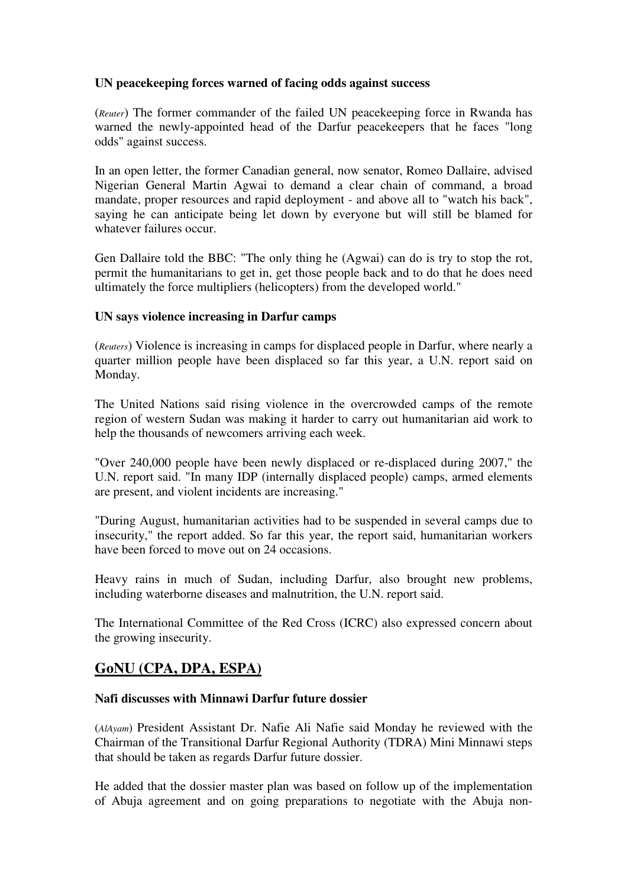**UN peacekeeping forces warned of facing odds against success**

(*Reuter*) The former commander of the failed UN peacekeeping force in Rwanda has warned the newly-appointed head of the Darfur peacekeepers that he faces "long odds" against success.

In an open letter, the former Canadian general, now senator, Romeo Dallaire, advised Nigerian General Martin Agwai to demand a clear chain of command, a broad mandate, proper resources and rapid deployment - and above all to "watch his back", saying he can anticipate being let down by everyone but will still be blamed for whatever failures occur.

Gen Dallaire told the BBC: "The only thing he (Agwai) can do is try to stop the rot, permit the humanitarians to get in, get those people back and to do that he does need ultimately the force multipliers (helicopters) from the developed world."

**UN says violence increasing in Darfur camps**

(*Reuters*) Violence is increasing in camps for displaced people in Darfur, where nearly a quarter million people have been displaced so far this year, a U.N. report said on Monday.

The United Nations said rising violence in the overcrowded camps of the remote region of western Sudan was making it harder to carry out humanitarian aid work to help the thousands of newcomers arriving each week.

"Over 240,000 people have been newly displaced or re-displaced during 2007," the U.N. report said. "In many IDP (internally displaced people) camps, armed elements are present, and violent incidents are increasing."

"During August, humanitarian activities had to be suspended in several camps due to insecurity," the report added. So far this year, the report said, humanitarian workers have been forced to move out on 24 occasions.

Heavy rains in much of Sudan, including Darfur, also brought new problems, including waterborne diseases and malnutrition, the U.N. report said.

The International Committee of the Red Cross (ICRC) also expressed concern about the growing insecurity.

## GoNU (CPA, DPA, ESPA)

**Nafi discusses with Minnawi Darfur future dossier**

(*AlAyam*) President Assistant Dr. Nafie Ali Nafie said Monday he reviewed with the Chairman of the Transitional Darfur Regional Authority (TDRA) Mini Minnawi steps that should be taken as regards Darfur future dossier.

He added that the dossier master plan was based on follow up of the implementation of Abuja agreement and on going preparations to negotiate with the Abuja non-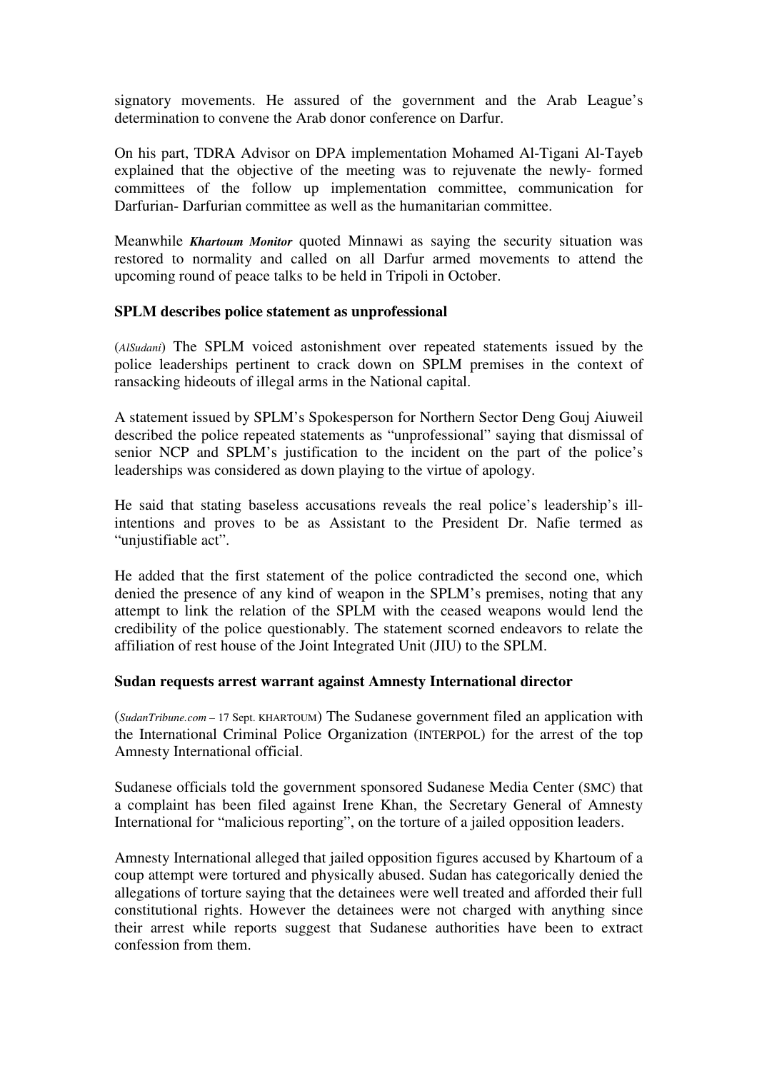signatory movements. He assured of the government and the Arab League's determination to convene the Arab donor conference on Darfur.

On his part, TDRA Advisor on DPA implementation Mohamed Al-Tigani Al-Tayeb explained that the objective of the meeting was to rejuvenate the newly- formed committees of the follow up implementation committee, communication for Darfurian- Darfurian committee as well as the humanitarian committee.

Meanwhile ***Khartoum Monitor*** quoted Minnawi as saying the security situation was restored to normality and called on all Darfur armed movements to attend the upcoming round of peace talks to be held in Tripoli in October.

**SPLM describes police statement as unprofessional**

(*AlSudani*) The SPLM voiced astonishment over repeated statements issued by the police leaderships pertinent to crack down on SPLM premises in the context of ransacking hideouts of illegal arms in the National capital.

A statement issued by SPLM's Spokesperson for Northern Sector Deng Gouj Aiuweil described the police repeated statements as "unprofessional" saying that dismissal of senior NCP and SPLM's justification to the incident on the part of the police's leaderships was considered as down playing to the virtue of apology.

He said that stating baseless accusations reveals the real police's leadership's ill-intentions and proves to be as Assistant to the President Dr. Nafie termed as "unjustifiable act".

He added that the first statement of the police contradicted the second one, which denied the presence of any kind of weapon in the SPLM's premises, noting that any attempt to link the relation of the SPLM with the ceased weapons would lend the credibility of the police questionably. The statement scorned endeavors to relate the affiliation of rest house of the Joint Integrated Unit (JIU) to the SPLM.

**Sudan requests arrest warrant against Amnesty International director**

(*SudanTribune.com* – 17 Sept. KHARTOUM) The Sudanese government filed an application with the International Criminal Police Organization (INTERPOL) for the arrest of the top Amnesty International official.

Sudanese officials told the government sponsored Sudanese Media Center (SMC) that a complaint has been filed against Irene Khan, the Secretary General of Amnesty International for "malicious reporting", on the torture of a jailed opposition leaders.

Amnesty International alleged that jailed opposition figures accused by Khartoum of a coup attempt were tortured and physically abused. Sudan has categorically denied the allegations of torture saying that the detainees were well treated and afforded their full constitutional rights. However the detainees were not charged with anything since their arrest while reports suggest that Sudanese authorities have been to extract confession from them.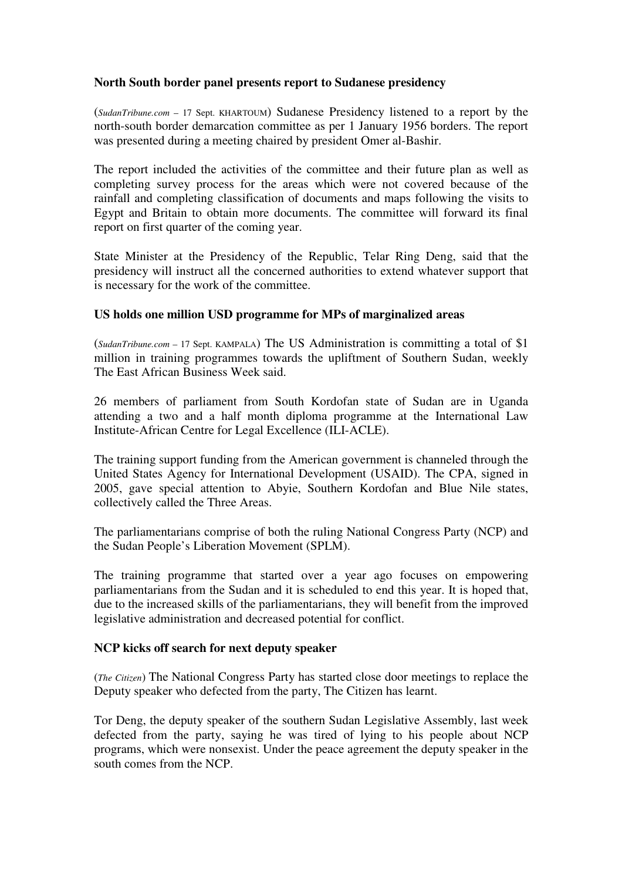**North South border panel presents report to Sudanese presidency**

(*SudanTribune.com* – 17 Sept. KHARTOUM) Sudanese Presidency listened to a report by the north-south border demarcation committee as per 1 January 1956 borders. The report was presented during a meeting chaired by president Omer al-Bashir.

The report included the activities of the committee and their future plan as well as completing survey process for the areas which were not covered because of the rainfall and completing classification of documents and maps following the visits to Egypt and Britain to obtain more documents. The committee will forward its final report on first quarter of the coming year.

State Minister at the Presidency of the Republic, Telar Ring Deng, said that the presidency will instruct all the concerned authorities to extend whatever support that is necessary for the work of the committee.

**US holds one million USD programme for MPs of marginalized areas**

(*SudanTribune.com* – 17 Sept. KAMPALA) The US Administration is committing a total of $1 million in training programmes towards the upliftment of Southern Sudan, weekly The East African Business Week said.

26 members of parliament from South Kordofan state of Sudan are in Uganda attending a two and a half month diploma programme at the International Law Institute-African Centre for Legal Excellence (ILI-ACLE).

The training support funding from the American government is channeled through the United States Agency for International Development (USAID). The CPA, signed in 2005, gave special attention to Abyie, Southern Kordofan and Blue Nile states, collectively called the Three Areas.

The parliamentarians comprise of both the ruling National Congress Party (NCP) and the Sudan People's Liberation Movement (SPLM).

The training programme that started over a year ago focuses on empowering parliamentarians from the Sudan and it is scheduled to end this year. It is hoped that, due to the increased skills of the parliamentarians, they will benefit from the improved legislative administration and decreased potential for conflict.

**NCP kicks off search for next deputy speaker**

(*The Citizen*) The National Congress Party has started close door meetings to replace the Deputy speaker who defected from the party, The Citizen has learnt.

Tor Deng, the deputy speaker of the southern Sudan Legislative Assembly, last week defected from the party, saying he was tired of lying to his people about NCP programs, which were nonsexist. Under the peace agreement the deputy speaker in the south comes from the NCP.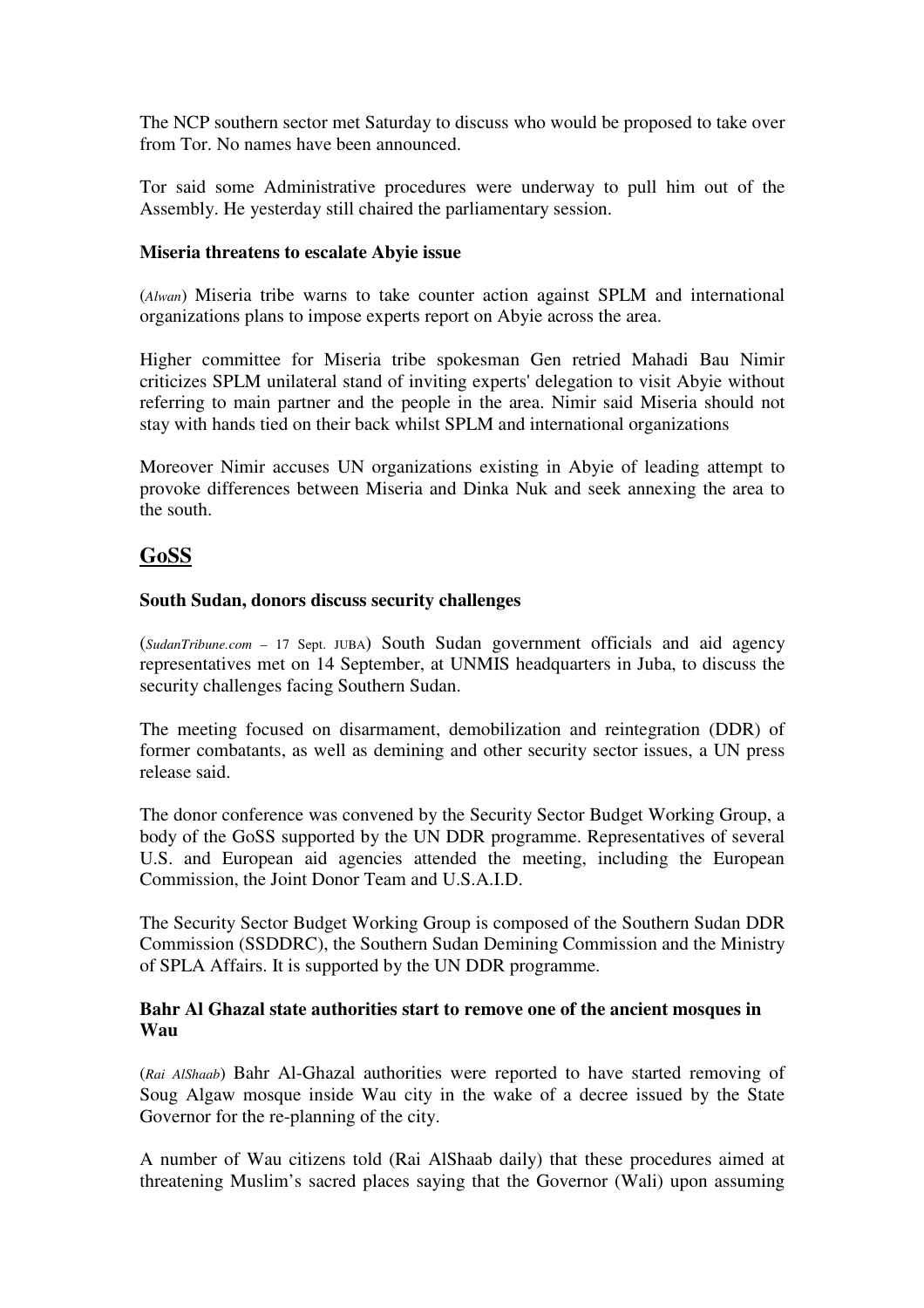The NCP southern sector met Saturday to discuss who would be proposed to take over from Tor. No names have been announced.

Tor said some Administrative procedures were underway to pull him out of the Assembly. He yesterday still chaired the parliamentary session.

**Miseria threatens to escalate Abyie issue**

(*Alwan*) Miseria tribe warns to take counter action against SPLM and international organizations plans to impose experts report on Abyie across the area.

Higher committee for Miseria tribe spokesman Gen retried Mahadi Bau Nimir criticizes SPLM unilateral stand of inviting experts' delegation to visit Abyie without referring to main partner and the people in the area. Nimir said Miseria should not stay with hands tied on their back whilst SPLM and international organizations

Moreover Nimir accuses UN organizations existing in Abyie of leading attempt to provoke differences between Miseria and Dinka Nuk and seek annexing the area to the south.

## GoSS

**South Sudan, donors discuss security challenges**

(*SudanTribune.com* – 17 Sept. JUBA) South Sudan government officials and aid agency representatives met on 14 September, at UNMIS headquarters in Juba, to discuss the security challenges facing Southern Sudan.

The meeting focused on disarmament, demobilization and reintegration (DDR) of former combatants, as well as demining and other security sector issues, a UN press release said.

The donor conference was convened by the Security Sector Budget Working Group, a body of the GoSS supported by the UN DDR programme. Representatives of several U.S. and European aid agencies attended the meeting, including the European Commission, the Joint Donor Team and U.S.A.I.D.

The Security Sector Budget Working Group is composed of the Southern Sudan DDR Commission (SSDDRC), the Southern Sudan Demining Commission and the Ministry of SPLA Affairs. It is supported by the UN DDR programme.

**Bahr Al Ghazal state authorities start to remove one of the ancient mosques in Wau**

(*Rai AlShaab*) Bahr Al-Ghazal authorities were reported to have started removing of Soug Algaw mosque inside Wau city in the wake of a decree issued by the State Governor for the re-planning of the city.

A number of Wau citizens told (Rai AlShaab daily) that these procedures aimed at threatening Muslim's sacred places saying that the Governor (Wali) upon assuming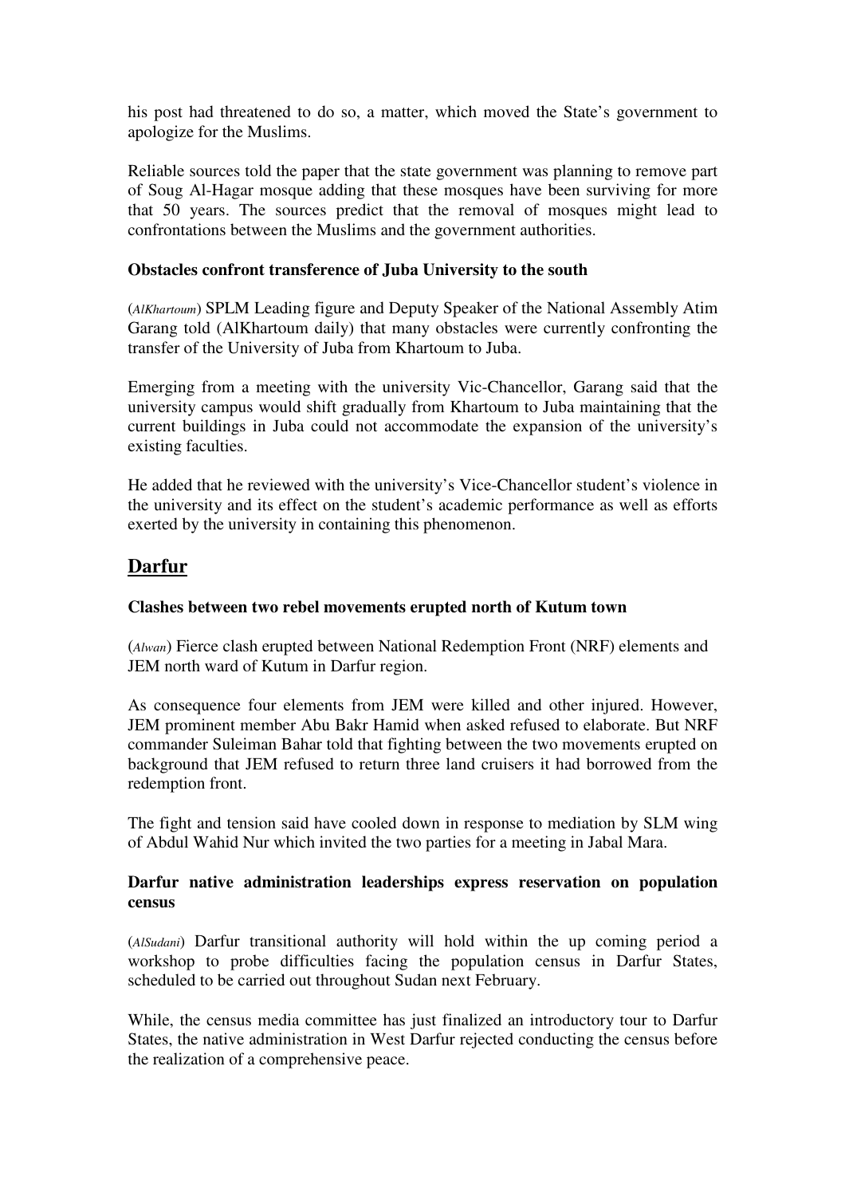his post had threatened to do so, a matter, which moved the State's government to apologize for the Muslims.

Reliable sources told the paper that the state government was planning to remove part of Soug Al-Hagar mosque adding that these mosques have been surviving for more that 50 years. The sources predict that the removal of mosques might lead to confrontations between the Muslims and the government authorities.

**Obstacles confront transference of Juba University to the south**

(*AlKhartoum*) SPLM Leading figure and Deputy Speaker of the National Assembly Atim Garang told (AlKhartoum daily) that many obstacles were currently confronting the transfer of the University of Juba from Khartoum to Juba.

Emerging from a meeting with the university Vic-Chancellor, Garang said that the university campus would shift gradually from Khartoum to Juba maintaining that the current buildings in Juba could not accommodate the expansion of the university's existing faculties.

He added that he reviewed with the university's Vice-Chancellor student's violence in the university and its effect on the student's academic performance as well as efforts exerted by the university in containing this phenomenon.

## Darfur

**Clashes between two rebel movements erupted north of Kutum town**

(*Alwan*) Fierce clash erupted between National Redemption Front (NRF) elements and JEM north ward of Kutum in Darfur region.

As consequence four elements from JEM were killed and other injured. However, JEM prominent member Abu Bakr Hamid when asked refused to elaborate. But NRF commander Suleiman Bahar told that fighting between the two movements erupted on background that JEM refused to return three land cruisers it had borrowed from the redemption front.

The fight and tension said have cooled down in response to mediation by SLM wing of Abdul Wahid Nur which invited the two parties for a meeting in Jabal Mara.

**Darfur native administration leaderships express reservation on population census**

(*AlSudani*) Darfur transitional authority will hold within the up coming period a workshop to probe difficulties facing the population census in Darfur States, scheduled to be carried out throughout Sudan next February.

While, the census media committee has just finalized an introductory tour to Darfur States, the native administration in West Darfur rejected conducting the census before the realization of a comprehensive peace.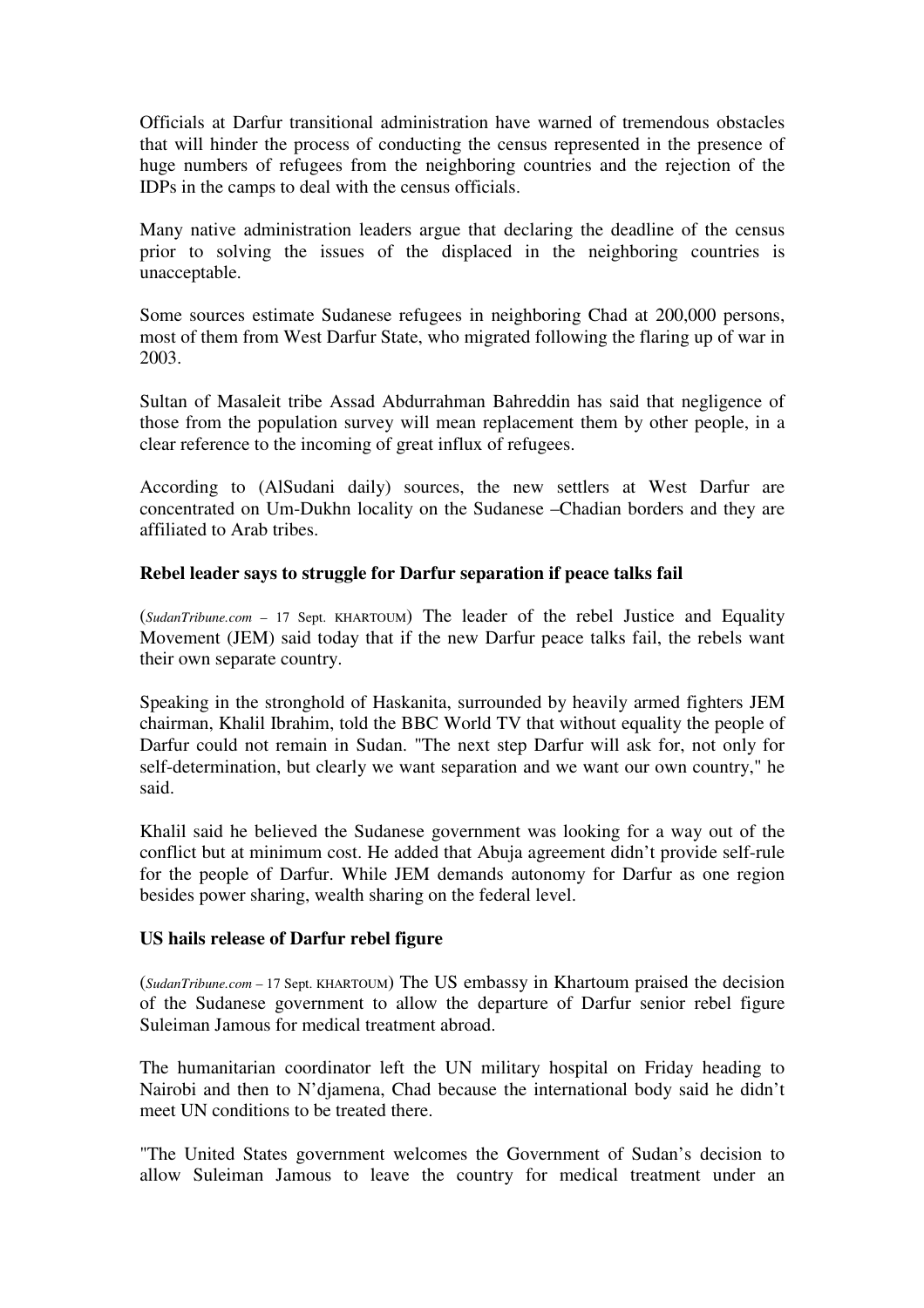Officials at Darfur transitional administration have warned of tremendous obstacles that will hinder the process of conducting the census represented in the presence of huge numbers of refugees from the neighboring countries and the rejection of the IDPs in the camps to deal with the census officials.

Many native administration leaders argue that declaring the deadline of the census prior to solving the issues of the displaced in the neighboring countries is unacceptable.

Some sources estimate Sudanese refugees in neighboring Chad at 200,000 persons, most of them from West Darfur State, who migrated following the flaring up of war in 2003.

Sultan of Masaleit tribe Assad Abdurrahman Bahreddin has said that negligence of those from the population survey will mean replacement them by other people, in a clear reference to the incoming of great influx of refugees.

According to (AlSudani daily) sources, the new settlers at West Darfur are concentrated on Um-Dukhn locality on the Sudanese –Chadian borders and they are affiliated to Arab tribes.

**Rebel leader says to struggle for Darfur separation if peace talks fail**

(*SudanTribune.com* – 17 Sept. KHARTOUM) The leader of the rebel Justice and Equality Movement (JEM) said today that if the new Darfur peace talks fail, the rebels want their own separate country.

Speaking in the stronghold of Haskanita, surrounded by heavily armed fighters JEM chairman, Khalil Ibrahim, told the BBC World TV that without equality the people of Darfur could not remain in Sudan. "The next step Darfur will ask for, not only for self-determination, but clearly we want separation and we want our own country," he said.

Khalil said he believed the Sudanese government was looking for a way out of the conflict but at minimum cost. He added that Abuja agreement didn't provide self-rule for the people of Darfur. While JEM demands autonomy for Darfur as one region besides power sharing, wealth sharing on the federal level.

**US hails release of Darfur rebel figure**

(*SudanTribune.com* – 17 Sept. KHARTOUM) The US embassy in Khartoum praised the decision of the Sudanese government to allow the departure of Darfur senior rebel figure Suleiman Jamous for medical treatment abroad.

The humanitarian coordinator left the UN military hospital on Friday heading to Nairobi and then to N'djamena, Chad because the international body said he didn't meet UN conditions to be treated there.

"The United States government welcomes the Government of Sudan's decision to allow Suleiman Jamous to leave the country for medical treatment under an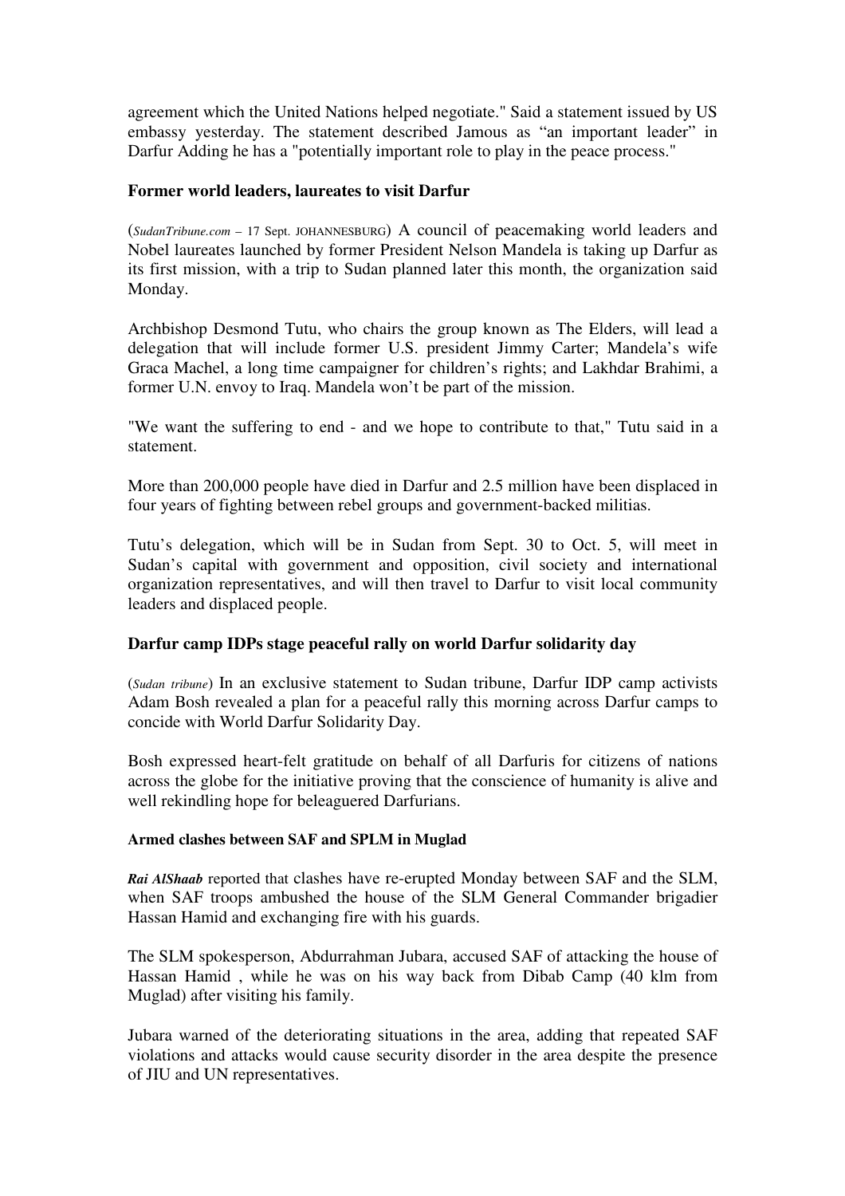agreement which the United Nations helped negotiate." Said a statement issued by US embassy yesterday. The statement described Jamous as "an important leader" in Darfur Adding he has a "potentially important role to play in the peace process."

**Former world leaders, laureates to visit Darfur**

(*SudanTribune.com* – 17 Sept. JOHANNESBURG) A council of peacemaking world leaders and Nobel laureates launched by former President Nelson Mandela is taking up Darfur as its first mission, with a trip to Sudan planned later this month, the organization said Monday.

Archbishop Desmond Tutu, who chairs the group known as The Elders, will lead a delegation that will include former U.S. president Jimmy Carter; Mandela's wife Graca Machel, a long time campaigner for children's rights; and Lakhdar Brahimi, a former U.N. envoy to Iraq. Mandela won't be part of the mission.

"We want the suffering to end - and we hope to contribute to that," Tutu said in a statement.

More than 200,000 people have died in Darfur and 2.5 million have been displaced in four years of fighting between rebel groups and government-backed militias.

Tutu's delegation, which will be in Sudan from Sept. 30 to Oct. 5, will meet in Sudan's capital with government and opposition, civil society and international organization representatives, and will then travel to Darfur to visit local community leaders and displaced people.

**Darfur camp IDPs stage peaceful rally on world Darfur solidarity day**

(*Sudan tribune*) In an exclusive statement to Sudan tribune, Darfur IDP camp activists Adam Bosh revealed a plan for a peaceful rally this morning across Darfur camps to concide with World Darfur Solidarity Day.

Bosh expressed heart-felt gratitude on behalf of all Darfuris for citizens of nations across the globe for the initiative proving that the conscience of humanity is alive and well rekindling hope for beleaguered Darfurians.

**Armed clashes between SAF and SPLM in Muglad**

***Rai AlShaab*** reported that clashes have re-erupted Monday between SAF and the SLM, when SAF troops ambushed the house of the SLM General Commander brigadier Hassan Hamid and exchanging fire with his guards.

The SLM spokesperson, Abdurrahman Jubara, accused SAF of attacking the house of Hassan Hamid , while he was on his way back from Dibab Camp (40 klm from Muglad) after visiting his family.

Jubara warned of the deteriorating situations in the area, adding that repeated SAF violations and attacks would cause security disorder in the area despite the presence of JIU and UN representatives.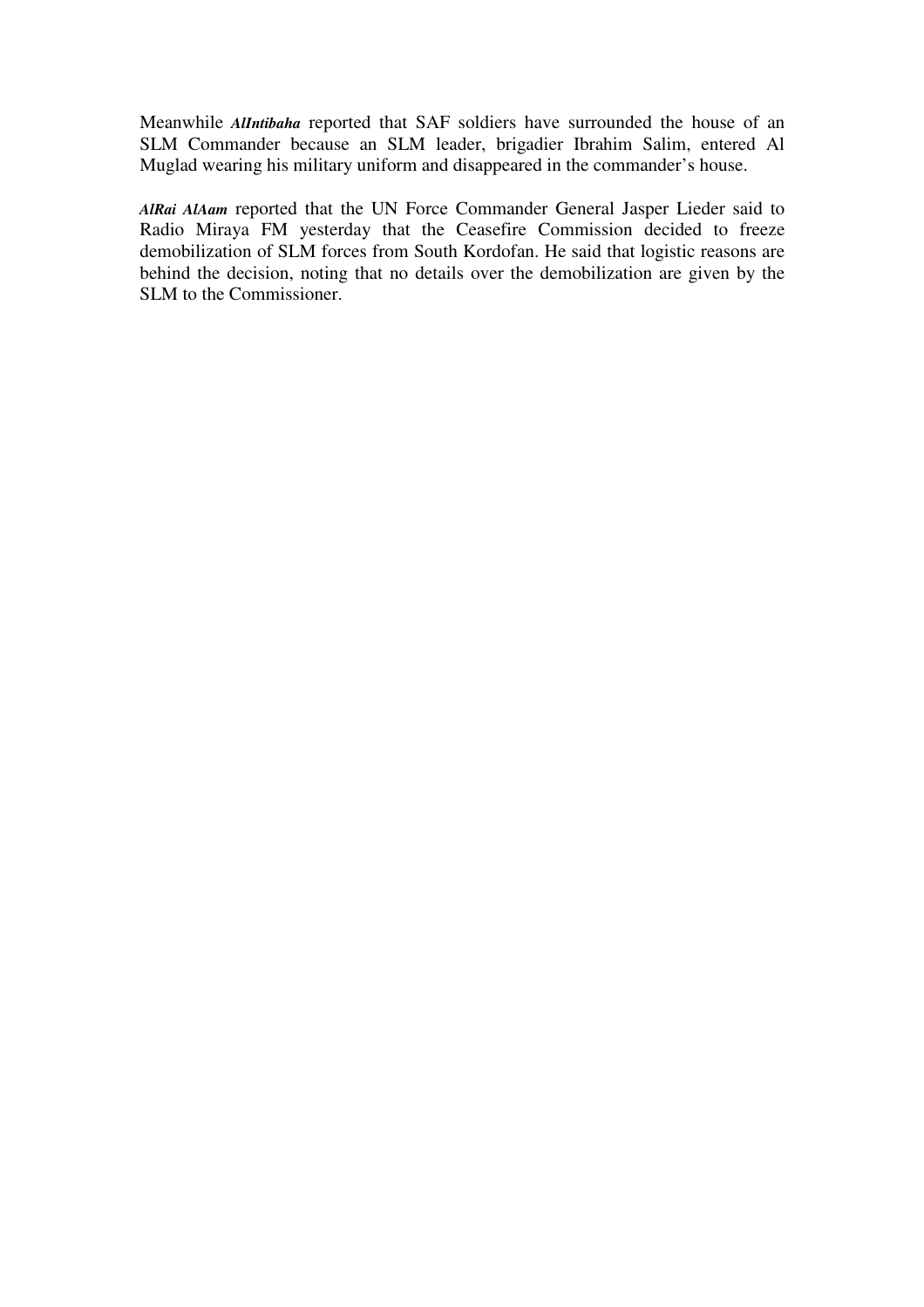Meanwhile ***AlIntibaha*** reported that SAF soldiers have surrounded the house of an SLM Commander because an SLM leader, brigadier Ibrahim Salim, entered Al Muglad wearing his military uniform and disappeared in the commander's house.

***AlRai AlAam*** reported that the UN Force Commander General Jasper Lieder said to Radio Miraya FM yesterday that the Ceasefire Commission decided to freeze demobilization of SLM forces from South Kordofan. He said that logistic reasons are behind the decision, noting that no details over the demobilization are given by the SLM to the Commissioner.